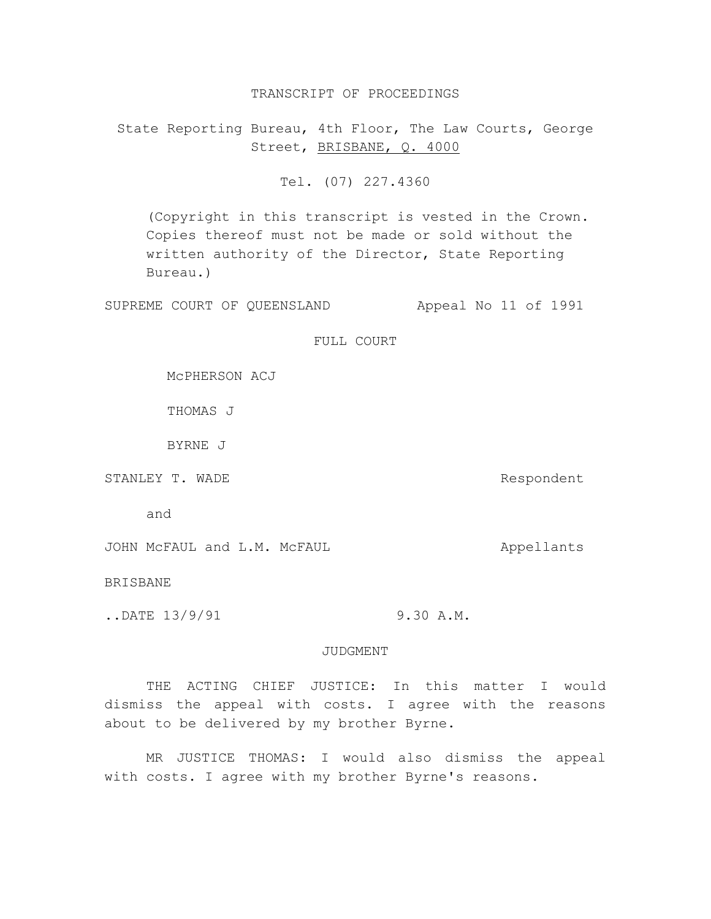TRANSCRIPT OF PROCEEDINGS

State Reporting Bureau, 4th Floor, The Law Courts, George Street, BRISBANE, Q. 4000

Tel. (07) 227.4360

(Copyright in this transcript is vested in the Crown. Copies thereof must not be made or sold without the written authority of the Director, State Reporting Bureau.)

SUPREME COURT OF QUEENSLAND Appeal No 11 of 1991

FULL COURT

McPHERSON ACJ

THOMAS J

BYRNE J

STANLEY T. WADE Respondent

and

JOHN McFAUL and L.M. McFAUL Appellants

BRISBANE

..DATE 13/9/91 9.30 A.M.

JUDGMENT

THE ACTING CHIEF JUSTICE: In this matter I would dismiss the appeal with costs. I agree with the reasons about to be delivered by my brother Byrne.

MR JUSTICE THOMAS: I would also dismiss the appeal with costs. I agree with my brother Byrne's reasons.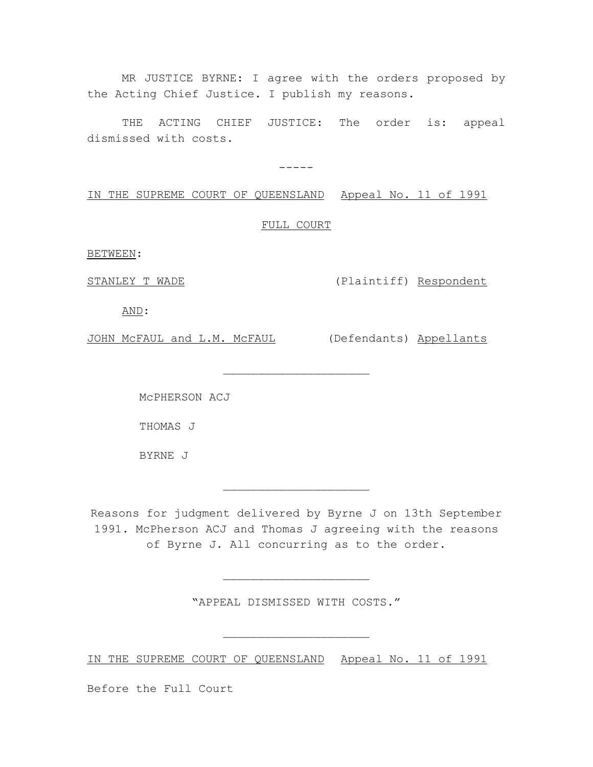MR JUSTICE BYRNE: I agree with the orders proposed by the Acting Chief Justice. I publish my reasons.

THE ACTING CHIEF JUSTICE: The order is: appeal dismissed with costs.

-----

IN THE SUPREME COURT OF QUEENSLAND Appeal No. 11 of 1991

FULL COURT

BETWEEN:

STANLEY T WADE (Plaintiff) Respondent

AND:

JOHN McFAUL and L.M. McFAUL (Defendants) Appellants

---

McPHERSON ACJ

THOMAS J

BYRNE J

---

Reasons for judgment delivered by Byrne J on 13th September 1991. McPherson ACJ and Thomas J agreeing with the reasons of Byrne J. All concurring as to the order.

---

"APPEAL DISMISSED WITH COSTS."

---

IN THE SUPREME COURT OF QUEENSLAND Appeal No. 11 of 1991

Before the Full Court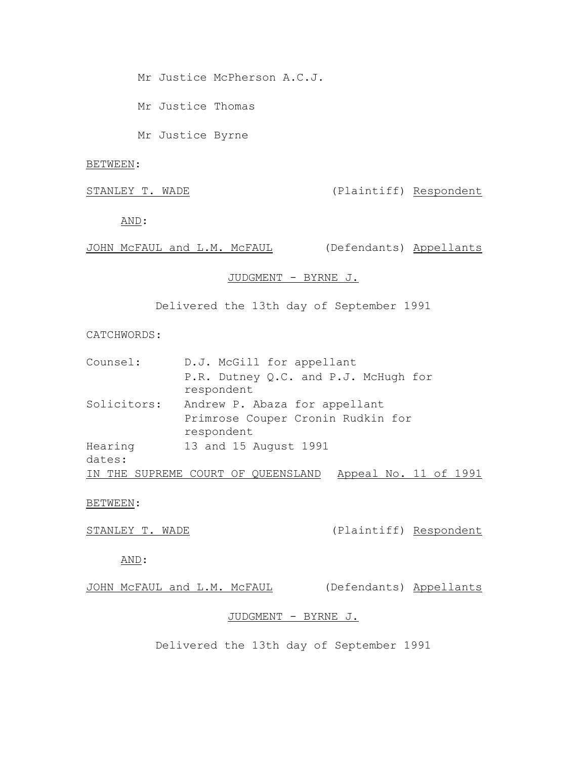Mr Justice McPherson A.C.J.

Mr Justice Thomas

Mr Justice Byrne

BETWEEN:

STANLEY T. WADE (Plaintiff) Respondent

AND:

JOHN McFAUL and L.M. McFAUL (Defendants) Appellants

JUDGMENT - BYRNE J.

Delivered the 13th day of September 1991

CATCHWORDS:

| | |
|---|---|
| Counsel: | D.J. McGill for appellant |
| | P.R. Dutney Q.C. and P.J. McHugh for respondent |
| Solicitors: | Andrew P. Abaza for appellant |
| | Primrose Couper Cronin Rudkin for respondent |
| Hearing dates: | 13 and 15 August 1991 |

IN THE SUPREME COURT OF QUEENSLAND Appeal No. 11 of 1991

BETWEEN:

STANLEY T. WADE (Plaintiff) Respondent

AND:

JOHN McFAUL and L.M. McFAUL (Defendants) Appellants

JUDGMENT - BYRNE J.

Delivered the 13th day of September 1991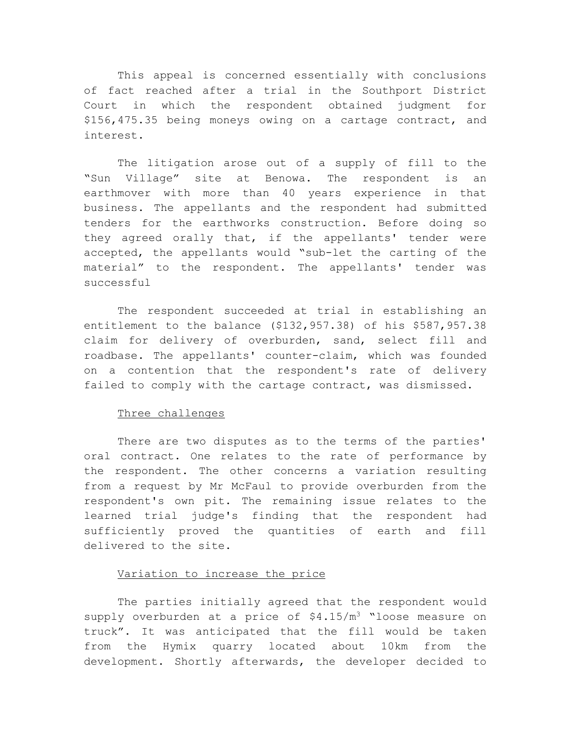This appeal is concerned essentially with conclusions of fact reached after a trial in the Southport District Court in which the respondent obtained judgment for $156,475.35 being moneys owing on a cartage contract, and interest.

The litigation arose out of a supply of fill to the "Sun Village" site at Benowa. The respondent is an earthmover with more than 40 years experience in that business. The appellants and the respondent had submitted tenders for the earthworks construction. Before doing so they agreed orally that, if the appellants' tender were accepted, the appellants would "sub-let the carting of the material" to the respondent. The appellants' tender was successful

The respondent succeeded at trial in establishing an entitlement to the balance ($132,957.38) of his $587,957.38 claim for delivery of overburden, sand, select fill and roadbase. The appellants' counter-claim, which was founded on a contention that the respondent's rate of delivery failed to comply with the cartage contract, was dismissed.

<u>Three challenges</u>

There are two disputes as to the terms of the parties' oral contract. One relates to the rate of performance by the respondent. The other concerns a variation resulting from a request by Mr McFaul to provide overburden from the respondent's own pit. The remaining issue relates to the learned trial judge's finding that the respondent had sufficiently proved the quantities of earth and fill delivered to the site.

<u>Variation to increase the price</u>

The parties initially agreed that the respondent would supply overburden at a price of $4.15/m$^3$ "loose measure on truck". It was anticipated that the fill would be taken from the Hymix quarry located about 10km from the development. Shortly afterwards, the developer decided to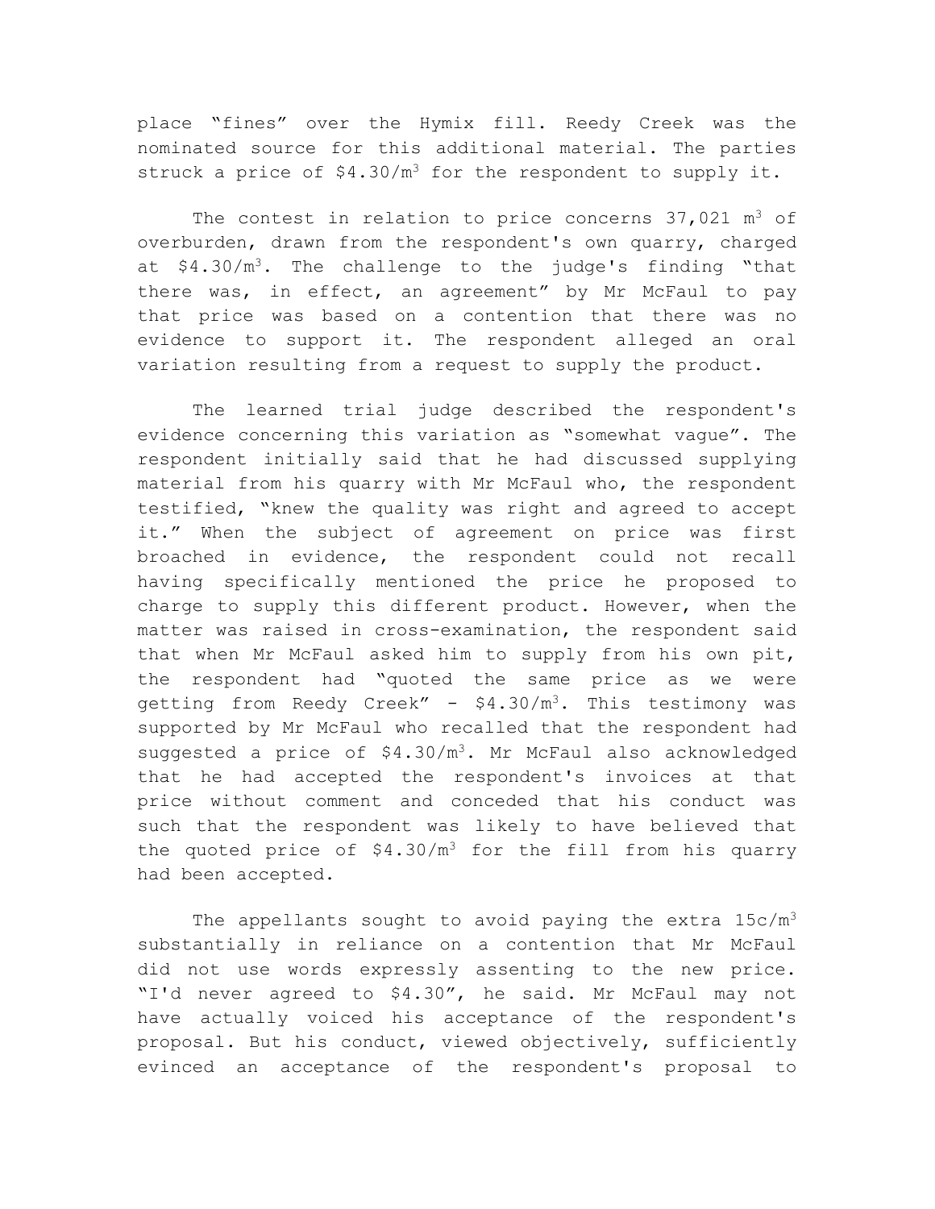place "fines" over the Hymix fill. Reedy Creek was the nominated source for this additional material. The parties struck a price of $4.30/m$^3$ for the respondent to supply it.

The contest in relation to price concerns 37,021 m$^3$ of overburden, drawn from the respondent's own quarry, charged at $4.30/m$^3$. The challenge to the judge's finding "that there was, in effect, an agreement" by Mr McFaul to pay that price was based on a contention that there was no evidence to support it. The respondent alleged an oral variation resulting from a request to supply the product.

The learned trial judge described the respondent's evidence concerning this variation as "somewhat vague". The respondent initially said that he had discussed supplying material from his quarry with Mr McFaul who, the respondent testified, "knew the quality was right and agreed to accept it." When the subject of agreement on price was first broached in evidence, the respondent could not recall having specifically mentioned the price he proposed to charge to supply this different product. However, when the matter was raised in cross-examination, the respondent said that when Mr McFaul asked him to supply from his own pit, the respondent had "quoted the same price as we were getting from Reedy Creek" - $4.30/m$^3$. This testimony was supported by Mr McFaul who recalled that the respondent had suggested a price of $4.30/m$^3$. Mr McFaul also acknowledged that he had accepted the respondent's invoices at that price without comment and conceded that his conduct was such that the respondent was likely to have believed that the quoted price of $4.30/m$^3$ for the fill from his quarry had been accepted.

The appellants sought to avoid paying the extra 15c/m$^3$ substantially in reliance on a contention that Mr McFaul did not use words expressly assenting to the new price. "I'd never agreed to $4.30", he said. Mr McFaul may not have actually voiced his acceptance of the respondent's proposal. But his conduct, viewed objectively, sufficiently evinced an acceptance of the respondent's proposal to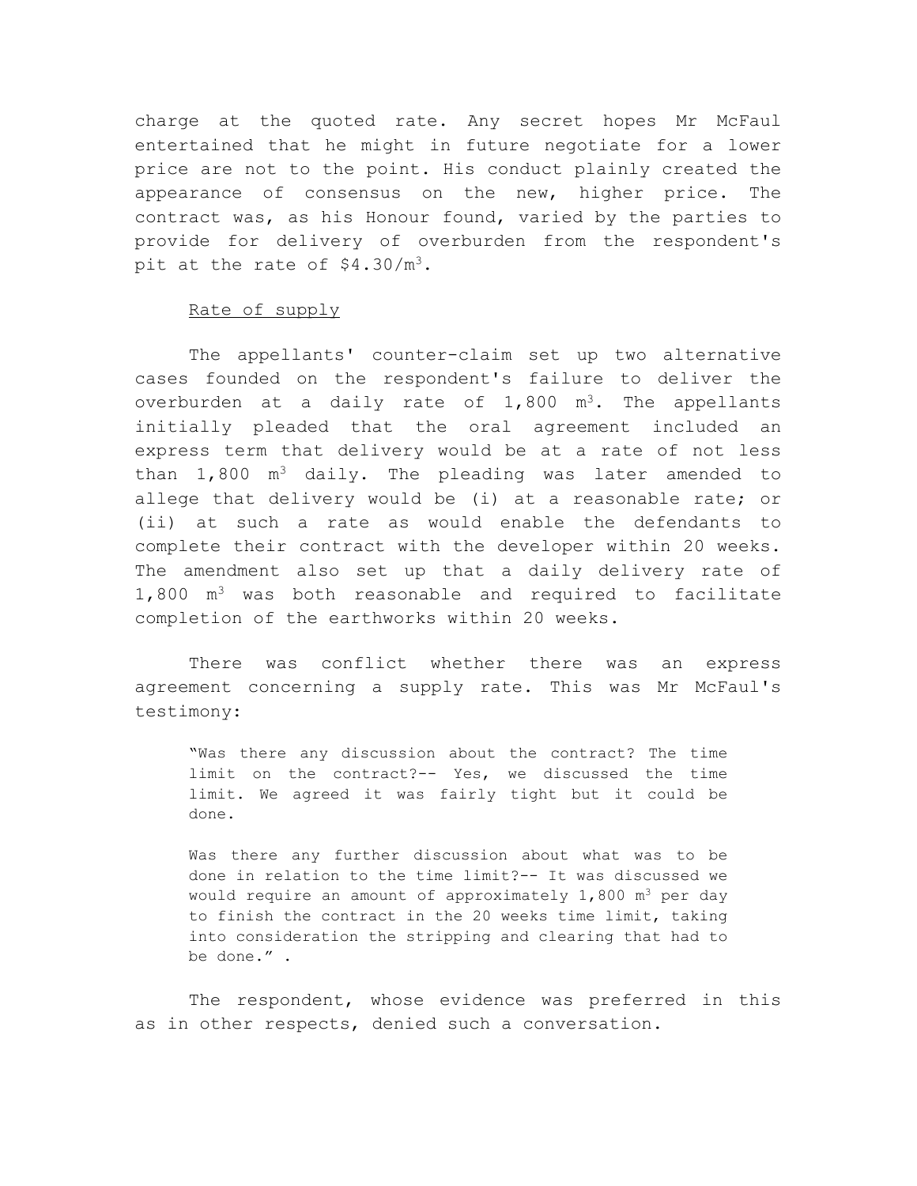charge at the quoted rate. Any secret hopes Mr McFaul entertained that he might in future negotiate for a lower price are not to the point. His conduct plainly created the appearance of consensus on the new, higher price. The contract was, as his Honour found, varied by the parties to provide for delivery of overburden from the respondent's pit at the rate of $4.30/m^3$.

Rate of supply

The appellants' counter-claim set up two alternative cases founded on the respondent's failure to deliver the overburden at a daily rate of 1,800 $m^3$. The appellants initially pleaded that the oral agreement included an express term that delivery would be at a rate of not less than 1,800 $m^3$ daily. The pleading was later amended to allege that delivery would be (i) at a reasonable rate; or (ii) at such a rate as would enable the defendants to complete their contract with the developer within 20 weeks. The amendment also set up that a daily delivery rate of 1,800 $m^3$ was both reasonable and required to facilitate completion of the earthworks within 20 weeks.

There was conflict whether there was an express agreement concerning a supply rate. This was Mr McFaul's testimony:

> "Was there any discussion about the contract? The time limit on the contract?-- Yes, we discussed the time limit. We agreed it was fairly tight but it could be done.
>
> Was there any further discussion about what was to be done in relation to the time limit?-- It was discussed we would require an amount of approximately 1,800 $m^3$ per day to finish the contract in the 20 weeks time limit, taking into consideration the stripping and clearing that had to be done." .

The respondent, whose evidence was preferred in this as in other respects, denied such a conversation.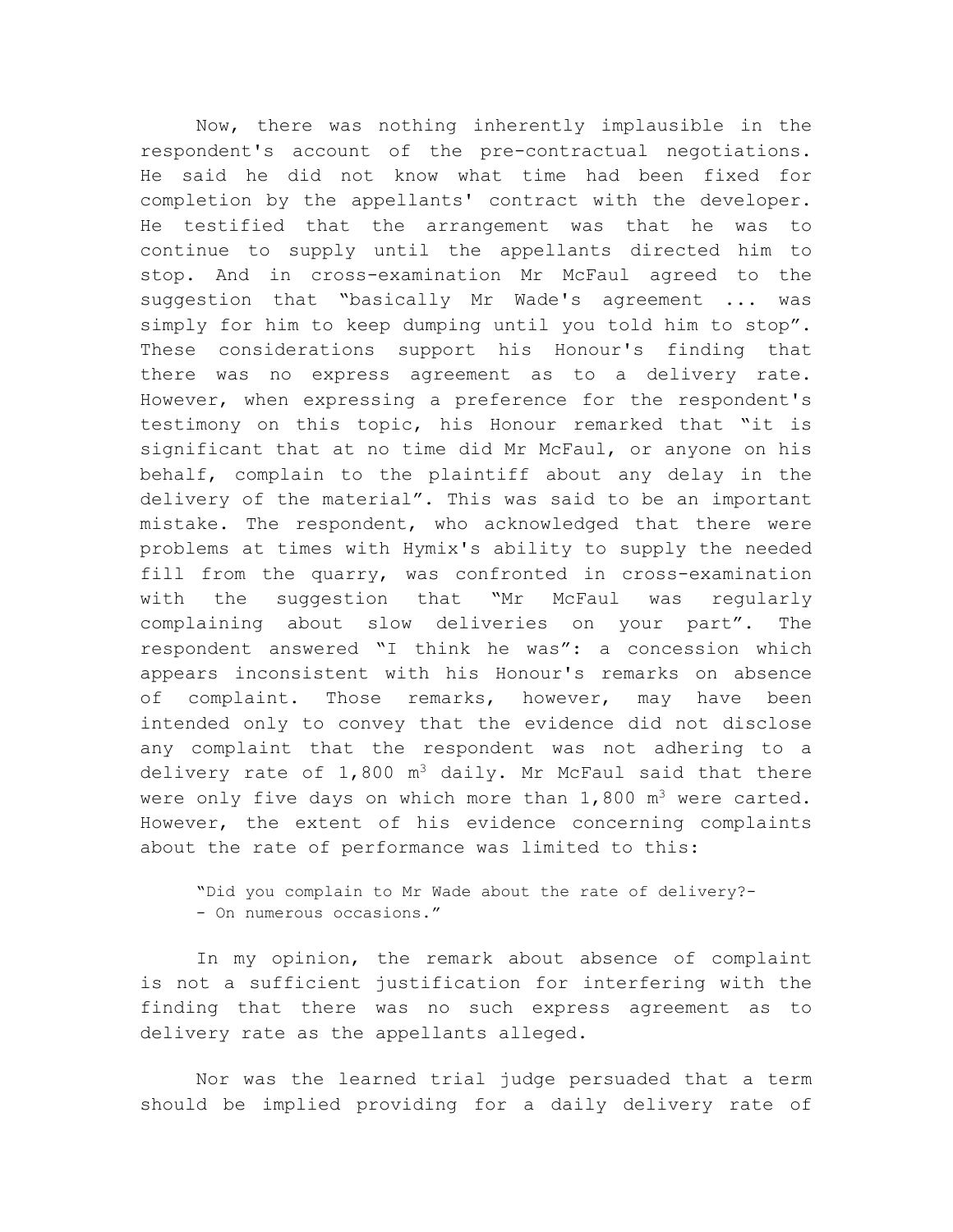Now, there was nothing inherently implausible in the respondent's account of the pre-contractual negotiations. He said he did not know what time had been fixed for completion by the appellants' contract with the developer. He testified that the arrangement was that he was to continue to supply until the appellants directed him to stop. And in cross-examination Mr McFaul agreed to the suggestion that "basically Mr Wade's agreement ... was simply for him to keep dumping until you told him to stop". These considerations support his Honour's finding that there was no express agreement as to a delivery rate. However, when expressing a preference for the respondent's testimony on this topic, his Honour remarked that "it is significant that at no time did Mr McFaul, or anyone on his behalf, complain to the plaintiff about any delay in the delivery of the material". This was said to be an important mistake. The respondent, who acknowledged that there were problems at times with Hymix's ability to supply the needed fill from the quarry, was confronted in cross-examination with the suggestion that "Mr McFaul was regularly complaining about slow deliveries on your part". The respondent answered "I think he was": a concession which appears inconsistent with his Honour's remarks on absence of complaint. Those remarks, however, may have been intended only to convey that the evidence did not disclose any complaint that the respondent was not adhering to a delivery rate of 1,800 $m^3$ daily. Mr McFaul said that there were only five days on which more than 1,800 $m^3$ were carted. However, the extent of his evidence concerning complaints about the rate of performance was limited to this:

> "Did you complain to Mr Wade about the rate of delivery?-
> - On numerous occasions."

In my opinion, the remark about absence of complaint is not a sufficient justification for interfering with the finding that there was no such express agreement as to delivery rate as the appellants alleged.

Nor was the learned trial judge persuaded that a term should be implied providing for a daily delivery rate of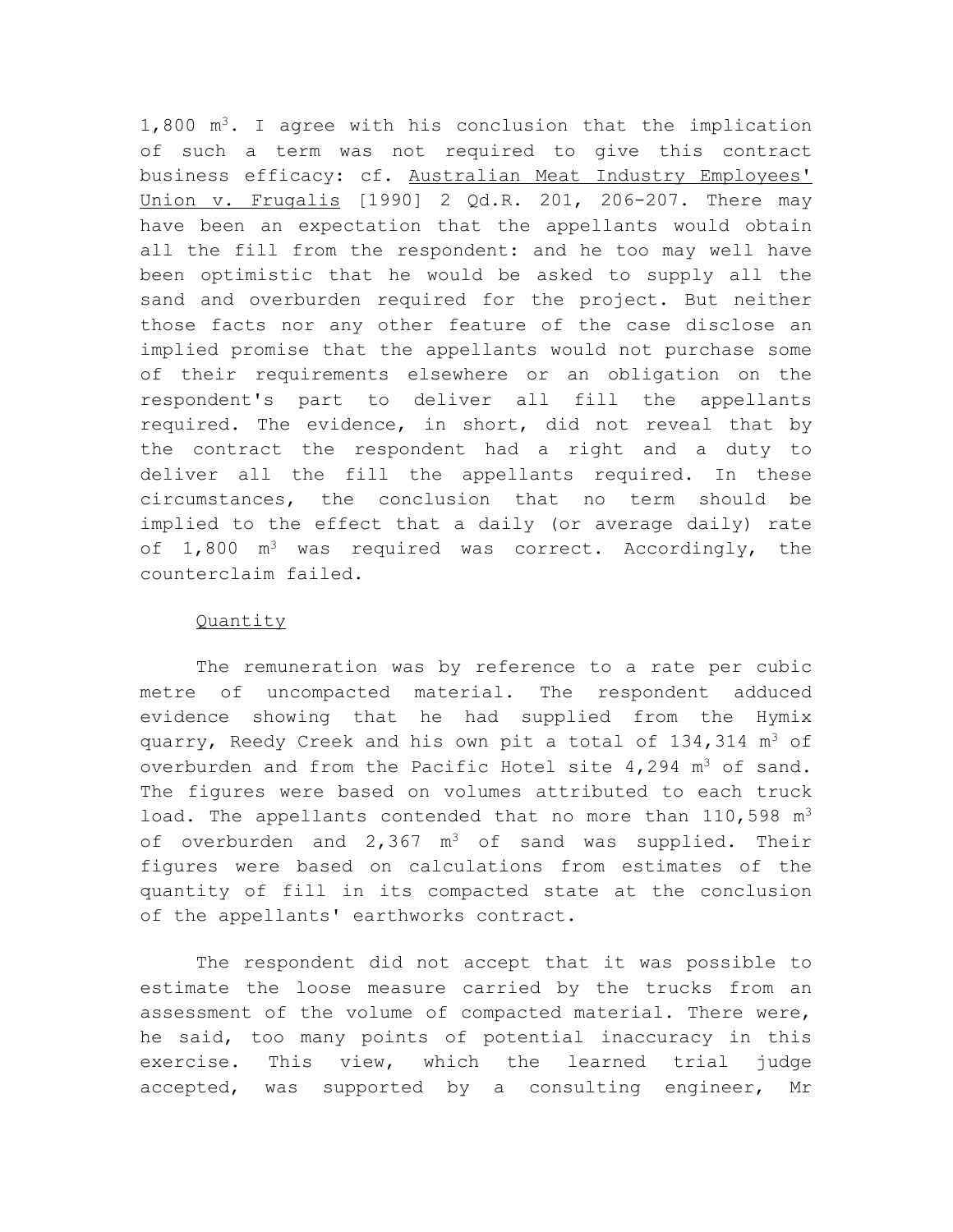1,800 $m^3$. I agree with his conclusion that the implication of such a term was not required to give this contract business efficacy: cf. Australian Meat Industry Employees' Union v. Frugalis [1990] 2 Qd.R. 201, 206-207. There may have been an expectation that the appellants would obtain all the fill from the respondent: and he too may well have been optimistic that he would be asked to supply all the sand and overburden required for the project. But neither those facts nor any other feature of the case disclose an implied promise that the appellants would not purchase some of their requirements elsewhere or an obligation on the respondent's part to deliver all fill the appellants required. The evidence, in short, did not reveal that by the contract the respondent had a right and a duty to deliver all the fill the appellants required. In these circumstances, the conclusion that no term should be implied to the effect that a daily (or average daily) rate of 1,800 $m^3$ was required was correct. Accordingly, the counterclaim failed.

Quantity

The remuneration was by reference to a rate per cubic metre of uncompacted material. The respondent adduced evidence showing that he had supplied from the Hymix quarry, Reedy Creek and his own pit a total of 134,314 $m^3$ of overburden and from the Pacific Hotel site 4,294 $m^3$ of sand. The figures were based on volumes attributed to each truck load. The appellants contended that no more than 110,598 $m^3$ of overburden and 2,367 $m^3$ of sand was supplied. Their figures were based on calculations from estimates of the quantity of fill in its compacted state at the conclusion of the appellants' earthworks contract.

The respondent did not accept that it was possible to estimate the loose measure carried by the trucks from an assessment of the volume of compacted material. There were, he said, too many points of potential inaccuracy in this exercise. This view, which the learned trial judge accepted, was supported by a consulting engineer, Mr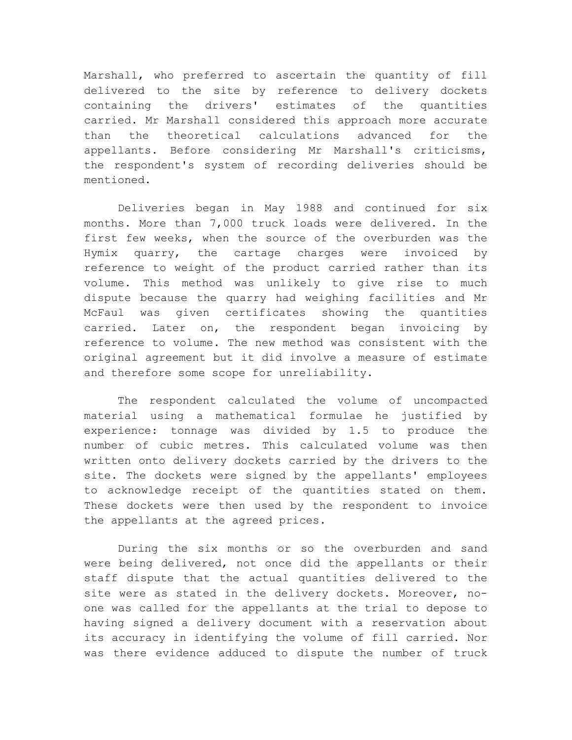Marshall, who preferred to ascertain the quantity of fill delivered to the site by reference to delivery dockets containing the drivers' estimates of the quantities carried. Mr Marshall considered this approach more accurate than the theoretical calculations advanced for the appellants. Before considering Mr Marshall's criticisms, the respondent's system of recording deliveries should be mentioned.

Deliveries began in May 1988 and continued for six months. More than 7,000 truck loads were delivered. In the first few weeks, when the source of the overburden was the Hymix quarry, the cartage charges were invoiced by reference to weight of the product carried rather than its volume. This method was unlikely to give rise to much dispute because the quarry had weighing facilities and Mr McFaul was given certificates showing the quantities carried. Later on, the respondent began invoicing by reference to volume. The new method was consistent with the original agreement but it did involve a measure of estimate and therefore some scope for unreliability.

The respondent calculated the volume of uncompacted material using a mathematical formulae he justified by experience: tonnage was divided by 1.5 to produce the number of cubic metres. This calculated volume was then written onto delivery dockets carried by the drivers to the site. The dockets were signed by the appellants' employees to acknowledge receipt of the quantities stated on them. These dockets were then used by the respondent to invoice the appellants at the agreed prices.

During the six months or so the overburden and sand were being delivered, not once did the appellants or their staff dispute that the actual quantities delivered to the site were as stated in the delivery dockets. Moreover, no-one was called for the appellants at the trial to depose to having signed a delivery document with a reservation about its accuracy in identifying the volume of fill carried. Nor was there evidence adduced to dispute the number of truck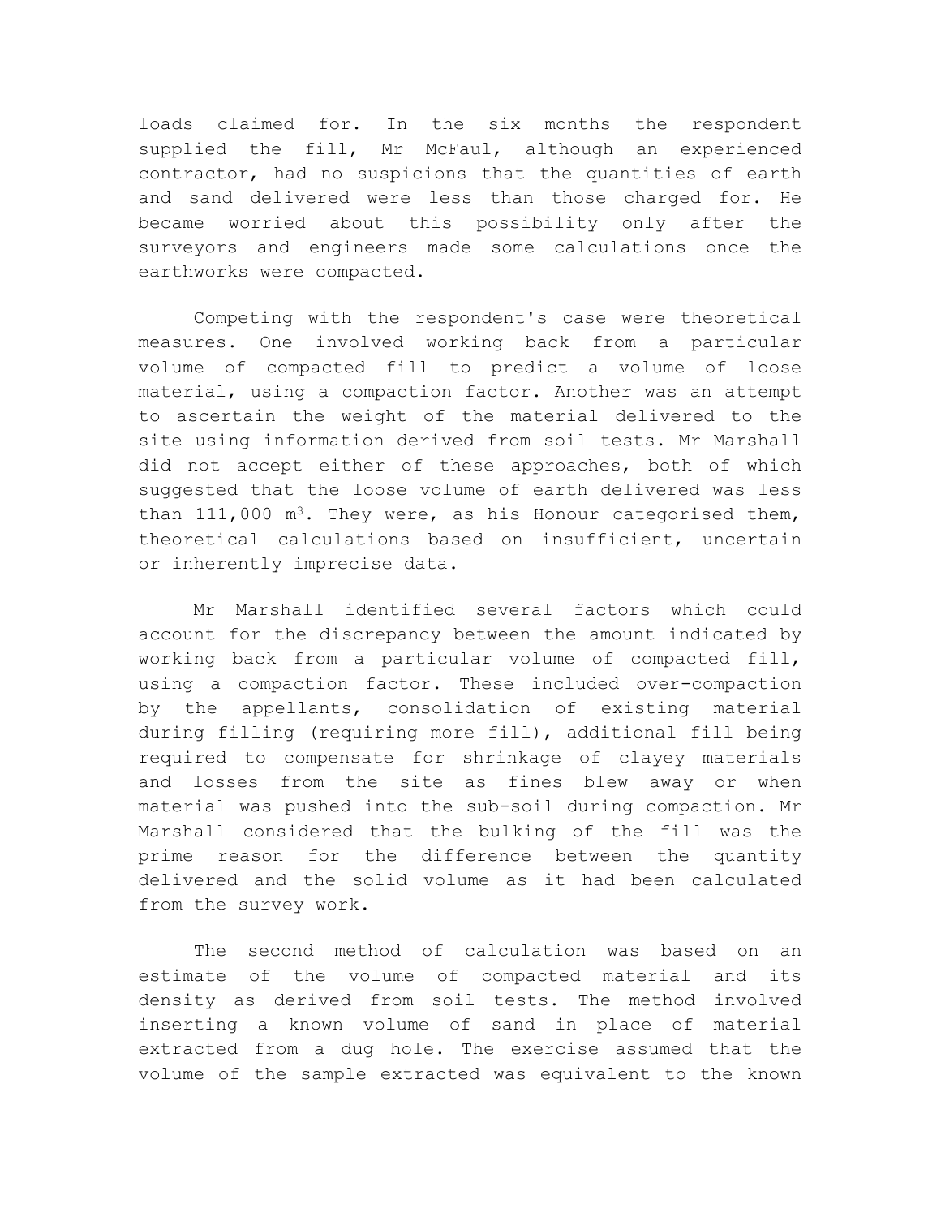loads claimed for. In the six months the respondent supplied the fill, Mr McFaul, although an experienced contractor, had no suspicions that the quantities of earth and sand delivered were less than those charged for. He became worried about this possibility only after the surveyors and engineers made some calculations once the earthworks were compacted.

Competing with the respondent's case were theoretical measures. One involved working back from a particular volume of compacted fill to predict a volume of loose material, using a compaction factor. Another was an attempt to ascertain the weight of the material delivered to the site using information derived from soil tests. Mr Marshall did not accept either of these approaches, both of which suggested that the loose volume of earth delivered was less than 111,000 $m^3$. They were, as his Honour categorised them, theoretical calculations based on insufficient, uncertain or inherently imprecise data.

Mr Marshall identified several factors which could account for the discrepancy between the amount indicated by working back from a particular volume of compacted fill, using a compaction factor. These included over-compaction by the appellants, consolidation of existing material during filling (requiring more fill), additional fill being required to compensate for shrinkage of clayey materials and losses from the site as fines blew away or when material was pushed into the sub-soil during compaction. Mr Marshall considered that the bulking of the fill was the prime reason for the difference between the quantity delivered and the solid volume as it had been calculated from the survey work.

The second method of calculation was based on an estimate of the volume of compacted material and its density as derived from soil tests. The method involved inserting a known volume of sand in place of material extracted from a dug hole. The exercise assumed that the volume of the sample extracted was equivalent to the known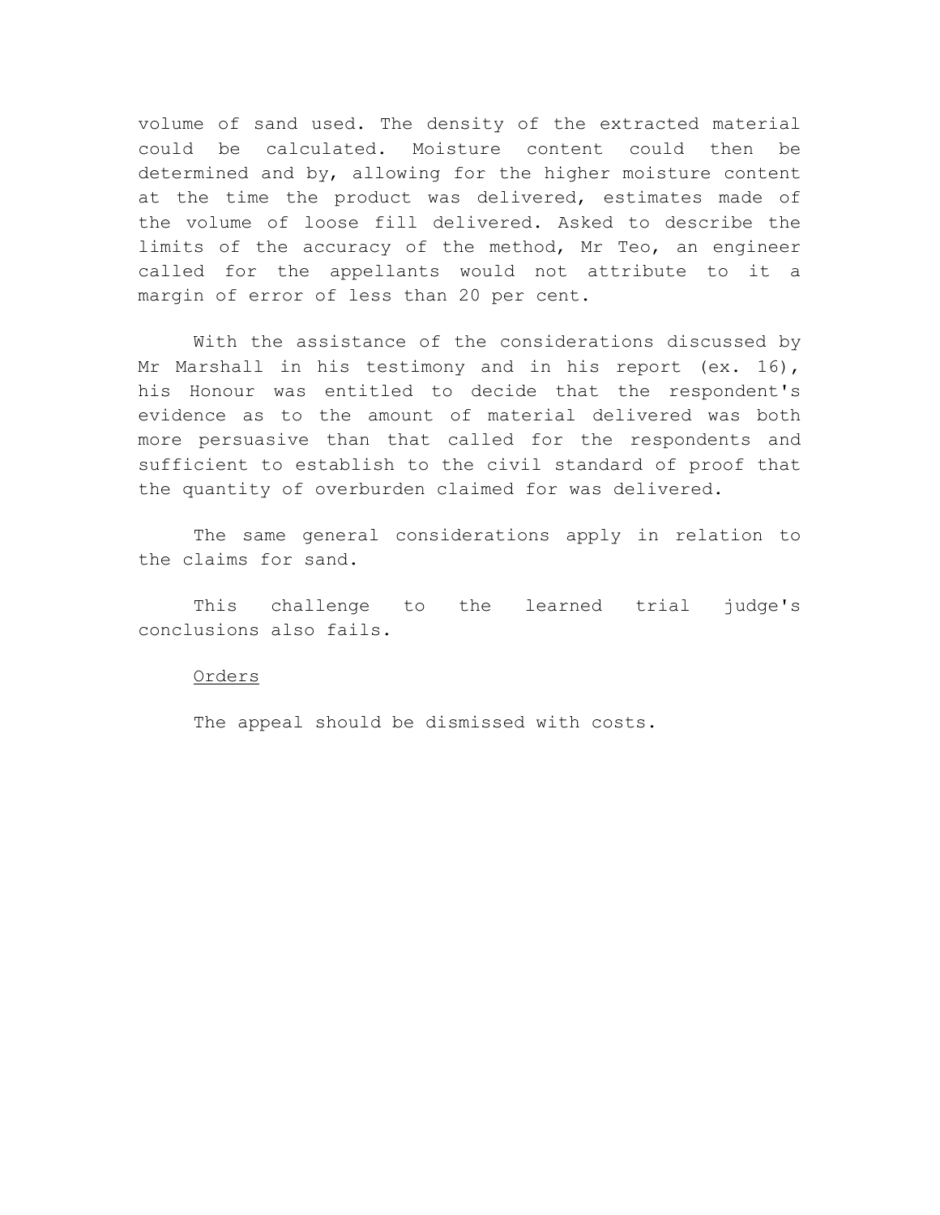volume of sand used. The density of the extracted material could be calculated. Moisture content could then be determined and by, allowing for the higher moisture content at the time the product was delivered, estimates made of the volume of loose fill delivered. Asked to describe the limits of the accuracy of the method, Mr Teo, an engineer called for the appellants would not attribute to it a margin of error of less than 20 per cent.

With the assistance of the considerations discussed by Mr Marshall in his testimony and in his report (ex. 16), his Honour was entitled to decide that the respondent's evidence as to the amount of material delivered was both more persuasive than that called for the respondents and sufficient to establish to the civil standard of proof that the quantity of overburden claimed for was delivered.

The same general considerations apply in relation to the claims for sand.

This challenge to the learned trial judge's conclusions also fails.

Orders

The appeal should be dismissed with costs.